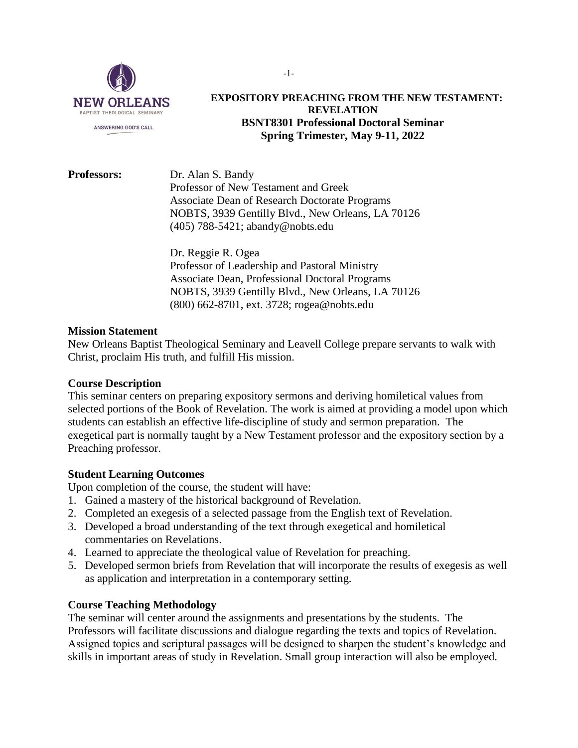NEW ORLEANS BAPTIST THEOLOGICAL SEMINARY
ANSWERING GOD'S CALL

# EXPOSITORY PREACHING FROM THE NEW TESTAMENT: REVELATION
## BSNT8301 Professional Doctoral Seminar
## Spring Trimester, May 9-11, 2022

**Professors:**

Dr. Alan S. Bandy
Professor of New Testament and Greek
Associate Dean of Research Doctorate Programs
NOBTS, 3939 Gentilly Blvd., New Orleans, LA 70126
(405) 788-5421; abandy@nobts.edu

Dr. Reggie R. Ogea
Professor of Leadership and Pastoral Ministry
Associate Dean, Professional Doctoral Programs
NOBTS, 3939 Gentilly Blvd., New Orleans, LA 70126
(800) 662-8701, ext. 3728; rogea@nobts.edu

### Mission Statement

New Orleans Baptist Theological Seminary and Leavell College prepare servants to walk with Christ, proclaim His truth, and fulfill His mission.

### Course Description

This seminar centers on preparing expository sermons and deriving homiletical values from selected portions of the Book of Revelation. The work is aimed at providing a model upon which students can establish an effective life-discipline of study and sermon preparation. The exegetical part is normally taught by a New Testament professor and the expository section by a Preaching professor.

### Student Learning Outcomes

Upon completion of the course, the student will have:

1. Gained a mastery of the historical background of Revelation.
2. Completed an exegesis of a selected passage from the English text of Revelation.
3. Developed a broad understanding of the text through exegetical and homiletical commentaries on Revelations.
4. Learned to appreciate the theological value of Revelation for preaching.
5. Developed sermon briefs from Revelation that will incorporate the results of exegesis as well as application and interpretation in a contemporary setting.

### Course Teaching Methodology

The seminar will center around the assignments and presentations by the students. The Professors will facilitate discussions and dialogue regarding the texts and topics of Revelation. Assigned topics and scriptural passages will be designed to sharpen the student's knowledge and skills in important areas of study in Revelation. Small group interaction will also be employed.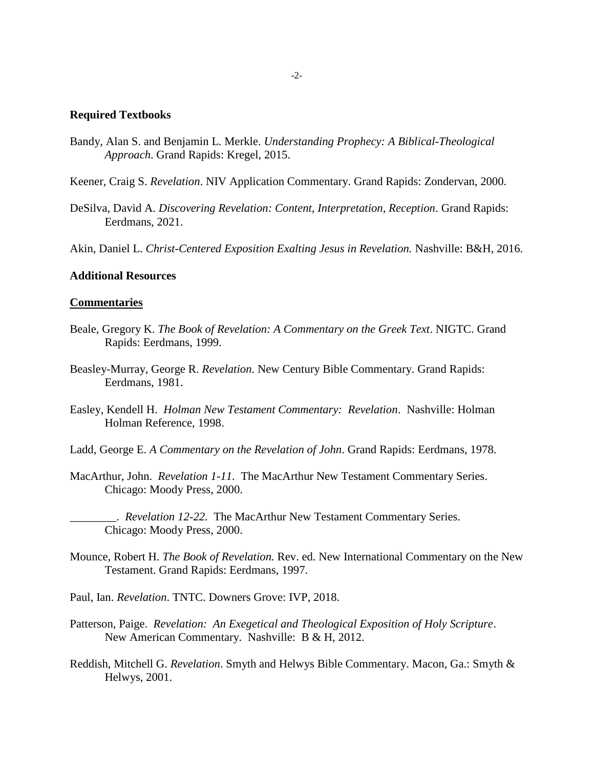**Required Textbooks**

Bandy, Alan S. and Benjamin L. Merkle. *Understanding Prophecy: A Biblical-Theological Approach*. Grand Rapids: Kregel, 2015.

Keener, Craig S. *Revelation*. NIV Application Commentary. Grand Rapids: Zondervan, 2000.

DeSilva, David A. *Discovering Revelation: Content, Interpretation, Reception*. Grand Rapids: Eerdmans, 2021.

Akin, Daniel L. *Christ-Centered Exposition Exalting Jesus in Revelation.* Nashville: B&H, 2016.

**Additional Resources**

**Commentaries**

Beale, Gregory K. *The Book of Revelation: A Commentary on the Greek Text*. NIGTC. Grand Rapids: Eerdmans, 1999.

Beasley-Murray, George R. *Revelation*. New Century Bible Commentary. Grand Rapids: Eerdmans, 1981.

Easley, Kendell H. *Holman New Testament Commentary: Revelation*. Nashville: Holman Holman Reference, 1998.

Ladd, George E. *A Commentary on the Revelation of John*. Grand Rapids: Eerdmans, 1978.

MacArthur, John. *Revelation 1-11.* The MacArthur New Testament Commentary Series. Chicago: Moody Press, 2000.

________. *Revelation 12-22.* The MacArthur New Testament Commentary Series. Chicago: Moody Press, 2000.

Mounce, Robert H. *The Book of Revelation.* Rev. ed. New International Commentary on the New Testament. Grand Rapids: Eerdmans, 1997.

Paul, Ian. *Revelation*. TNTC. Downers Grove: IVP, 2018.

Patterson, Paige. *Revelation: An Exegetical and Theological Exposition of Holy Scripture*. New American Commentary. Nashville: B & H, 2012.

Reddish, Mitchell G. *Revelation*. Smyth and Helwys Bible Commentary. Macon, Ga.: Smyth & Helwys, 2001.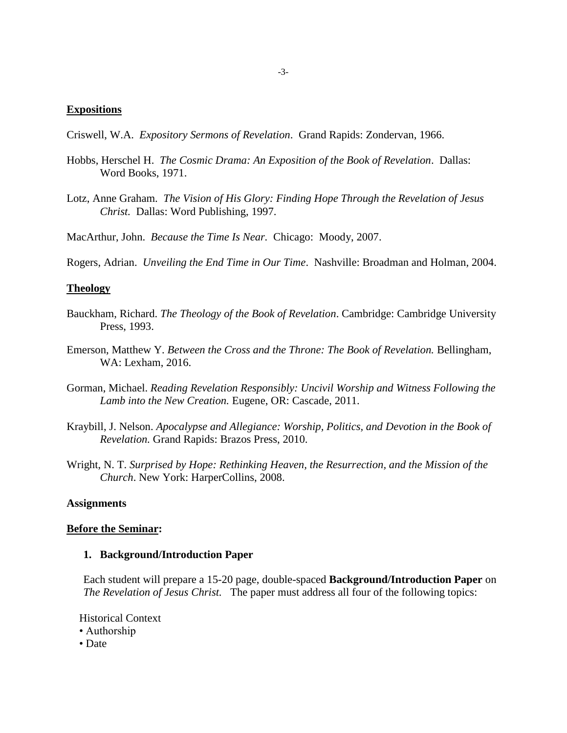**Expositions**

Criswell, W.A. *Expository Sermons of Revelation*. Grand Rapids: Zondervan, 1966.

Hobbs, Herschel H. *The Cosmic Drama: An Exposition of the Book of Revelation*. Dallas: Word Books, 1971.

Lotz, Anne Graham. *The Vision of His Glory: Finding Hope Through the Revelation of Jesus Christ.* Dallas: Word Publishing, 1997.

MacArthur, John. *Because the Time Is Near.* Chicago: Moody, 2007.

Rogers, Adrian. *Unveiling the End Time in Our Time*. Nashville: Broadman and Holman, 2004.

**Theology**

Bauckham, Richard. *The Theology of the Book of Revelation*. Cambridge: Cambridge University Press, 1993.

Emerson, Matthew Y. *Between the Cross and the Throne: The Book of Revelation.* Bellingham, WA: Lexham, 2016.

Gorman, Michael. *Reading Revelation Responsibly: Uncivil Worship and Witness Following the Lamb into the New Creation.* Eugene, OR: Cascade, 2011.

Kraybill, J. Nelson. *Apocalypse and Allegiance: Worship, Politics, and Devotion in the Book of Revelation.* Grand Rapids: Brazos Press, 2010.

Wright, N. T. *Surprised by Hope: Rethinking Heaven, the Resurrection, and the Mission of the Church*. New York: HarperCollins, 2008.

**Assignments**

**Before the Seminar:**

1. **Background/Introduction Paper**

Each student will prepare a 15-20 page, double-spaced **Background/Introduction Paper** on *The Revelation of Jesus Christ.* The paper must address all four of the following topics:

Historical Context
- Authorship
- Date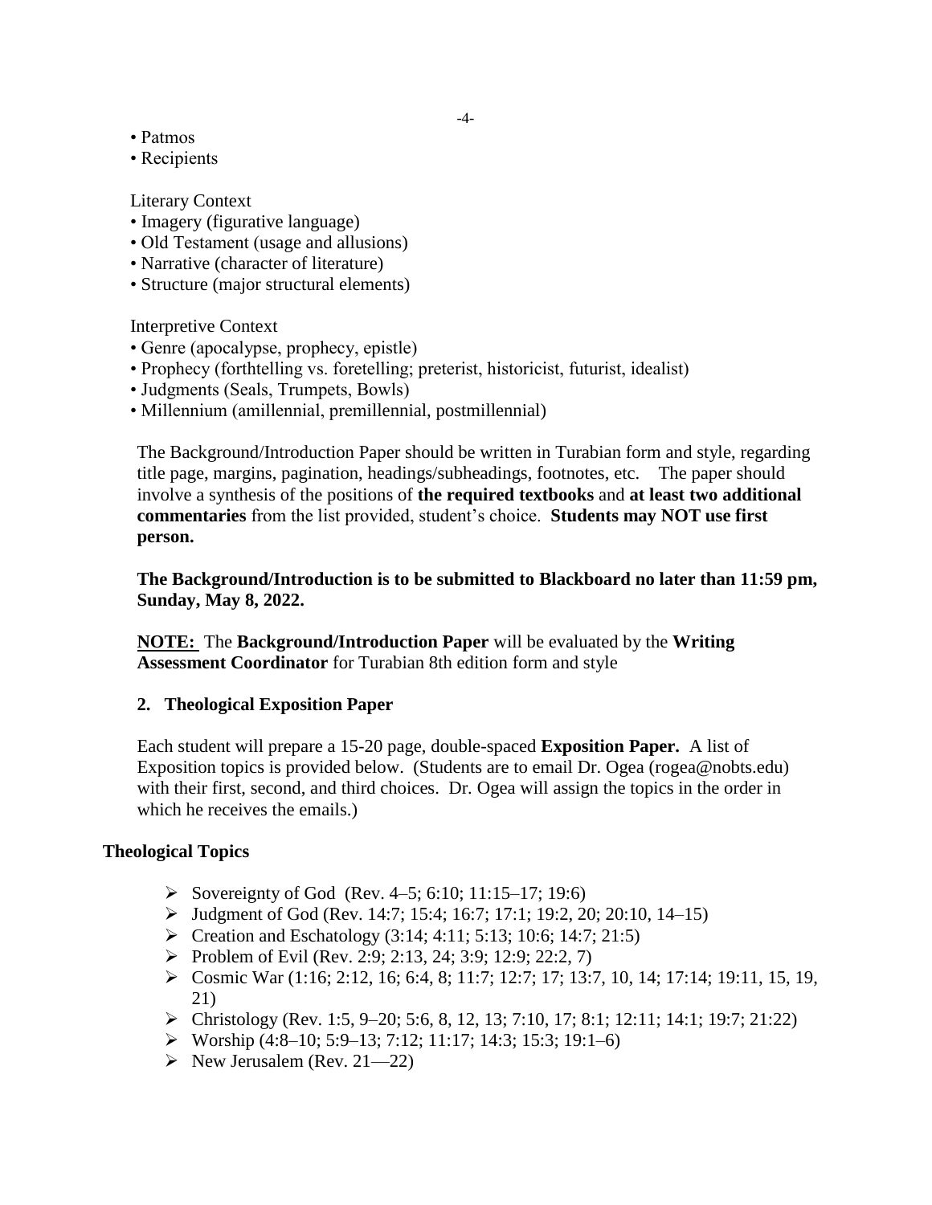- Patmos
- Recipients

Literary Context

- Imagery (figurative language)
- Old Testament (usage and allusions)
- Narrative (character of literature)
- Structure (major structural elements)

Interpretive Context

- Genre (apocalypse, prophecy, epistle)
- Prophecy (forthtelling vs. foretelling; preterist, historicist, futurist, idealist)
- Judgments (Seals, Trumpets, Bowls)
- Millennium (amillennial, premillennial, postmillennial)

The Background/Introduction Paper should be written in Turabian form and style, regarding title page, margins, pagination, headings/subheadings, footnotes, etc. The paper should involve a synthesis of the positions of **the required textbooks** and **at least two additional commentaries** from the list provided, student's choice. **Students may NOT use first person.**

**The Background/Introduction is to be submitted to Blackboard no later than 11:59 pm, Sunday, May 8, 2022.**

**NOTE:** The **Background/Introduction Paper** will be evaluated by the **Writing Assessment Coordinator** for Turabian 8th edition form and style

**2. Theological Exposition Paper**

Each student will prepare a 15-20 page, double-spaced **Exposition Paper.** A list of Exposition topics is provided below. (Students are to email Dr. Ogea (rogea@nobts.edu) with their first, second, and third choices. Dr. Ogea will assign the topics in the order in which he receives the emails.)

**Theological Topics**

- Sovereignty of God (Rev. 4–5; 6:10; 11:15–17; 19:6)
- Judgment of God (Rev. 14:7; 15:4; 16:7; 17:1; 19:2, 20; 20:10, 14–15)
- Creation and Eschatology (3:14; 4:11; 5:13; 10:6; 14:7; 21:5)
- Problem of Evil (Rev. 2:9; 2:13, 24; 3:9; 12:9; 22:2, 7)
- Cosmic War (1:16; 2:12, 16; 6:4, 8; 11:7; 12:7; 17; 13:7, 10, 14; 17:14; 19:11, 15, 19, 21)
- Christology (Rev. 1:5, 9–20; 5:6, 8, 12, 13; 7:10, 17; 8:1; 12:11; 14:1; 19:7; 21:22)
- Worship (4:8–10; 5:9–13; 7:12; 11:17; 14:3; 15:3; 19:1–6)
- New Jerusalem (Rev. 21—22)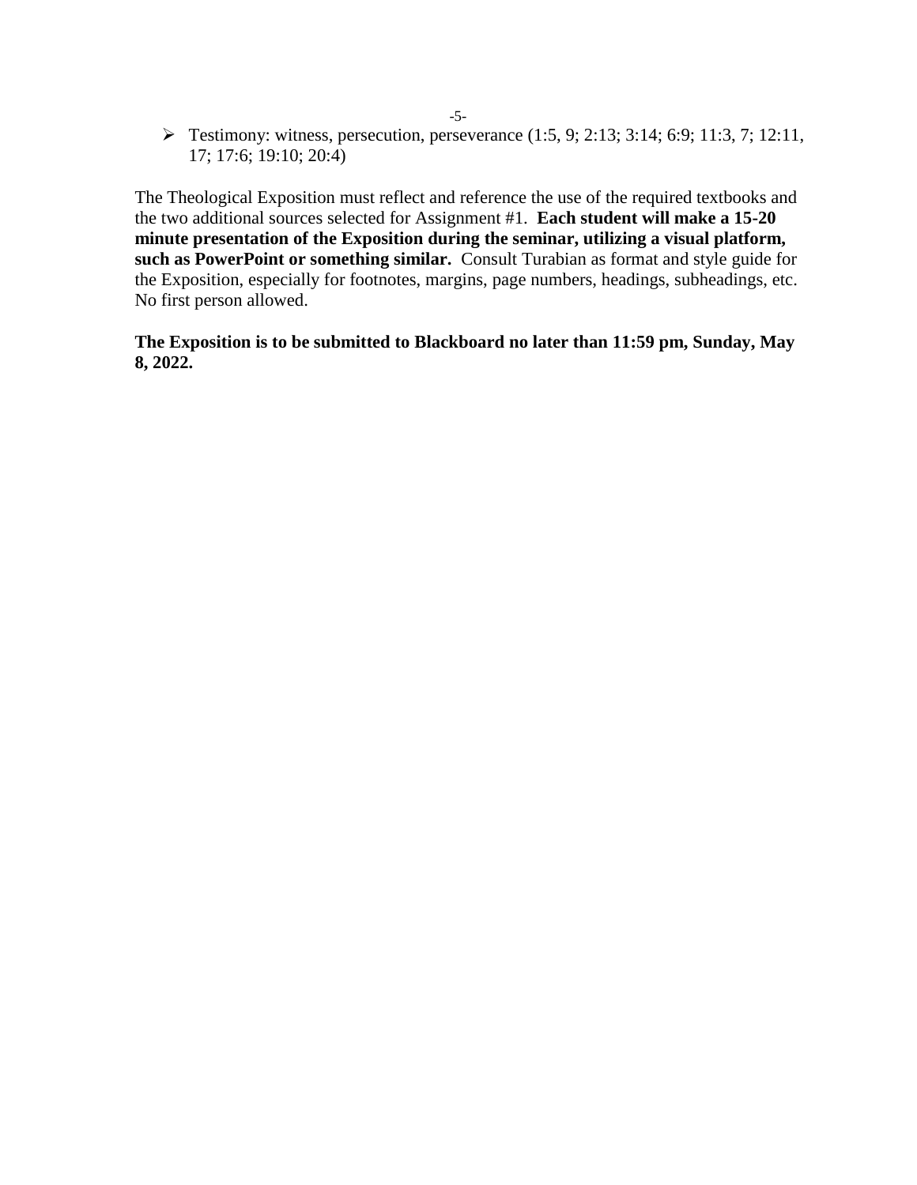- Testimony: witness, persecution, perseverance (1:5, 9; 2:13; 3:14; 6:9; 11:3, 7; 12:11, 17; 17:6; 19:10; 20:4)

The Theological Exposition must reflect and reference the use of the required textbooks and the two additional sources selected for Assignment #1. **Each student will make a 15-20 minute presentation of the Exposition during the seminar, utilizing a visual platform, such as PowerPoint or something similar.** Consult Turabian as format and style guide for the Exposition, especially for footnotes, margins, page numbers, headings, subheadings, etc. No first person allowed.

**The Exposition is to be submitted to Blackboard no later than 11:59 pm, Sunday, May 8, 2022.**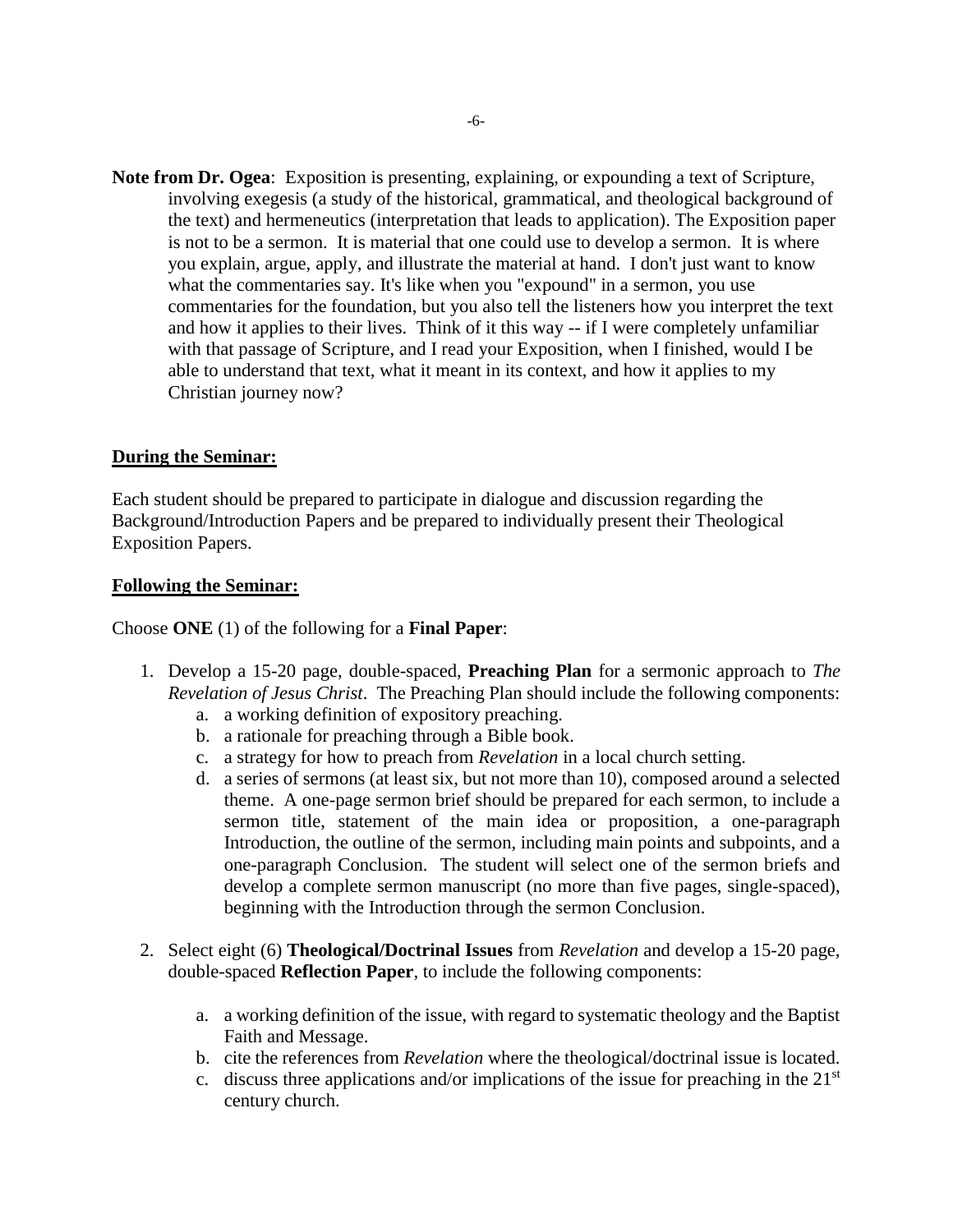**Note from Dr. Ogea**: Exposition is presenting, explaining, or expounding a text of Scripture, involving exegesis (a study of the historical, grammatical, and theological background of the text) and hermeneutics (interpretation that leads to application). The Exposition paper is not to be a sermon. It is material that one could use to develop a sermon. It is where you explain, argue, apply, and illustrate the material at hand. I don't just want to know what the commentaries say. It's like when you "expound" in a sermon, you use commentaries for the foundation, but you also tell the listeners how you interpret the text and how it applies to their lives. Think of it this way -- if I were completely unfamiliar with that passage of Scripture, and I read your Exposition, when I finished, would I be able to understand that text, what it meant in its context, and how it applies to my Christian journey now?

**<u>During the Seminar:</u>**

Each student should be prepared to participate in dialogue and discussion regarding the Background/Introduction Papers and be prepared to individually present their Theological Exposition Papers.

**<u>Following the Seminar:</u>**

Choose **ONE** (1) of the following for a **Final Paper**:

1. Develop a 15-20 page, double-spaced, **Preaching Plan** for a sermonic approach to *The Revelation of Jesus Christ*. The Preaching Plan should include the following components:
   a. a working definition of expository preaching.
   b. a rationale for preaching through a Bible book.
   c. a strategy for how to preach from *Revelation* in a local church setting.
   d. a series of sermons (at least six, but not more than 10), composed around a selected theme. A one-page sermon brief should be prepared for each sermon, to include a sermon title, statement of the main idea or proposition, a one-paragraph Introduction, the outline of the sermon, including main points and subpoints, and a one-paragraph Conclusion. The student will select one of the sermon briefs and develop a complete sermon manuscript (no more than five pages, single-spaced), beginning with the Introduction through the sermon Conclusion.

2. Select eight (6) **Theological/Doctrinal Issues** from *Revelation* and develop a 15-20 page, double-spaced **Reflection Paper**, to include the following components:

   a. a working definition of the issue, with regard to systematic theology and the Baptist Faith and Message.
   b. cite the references from *Revelation* where the theological/doctrinal issue is located.
   c. discuss three applications and/or implications of the issue for preaching in the 21st century church.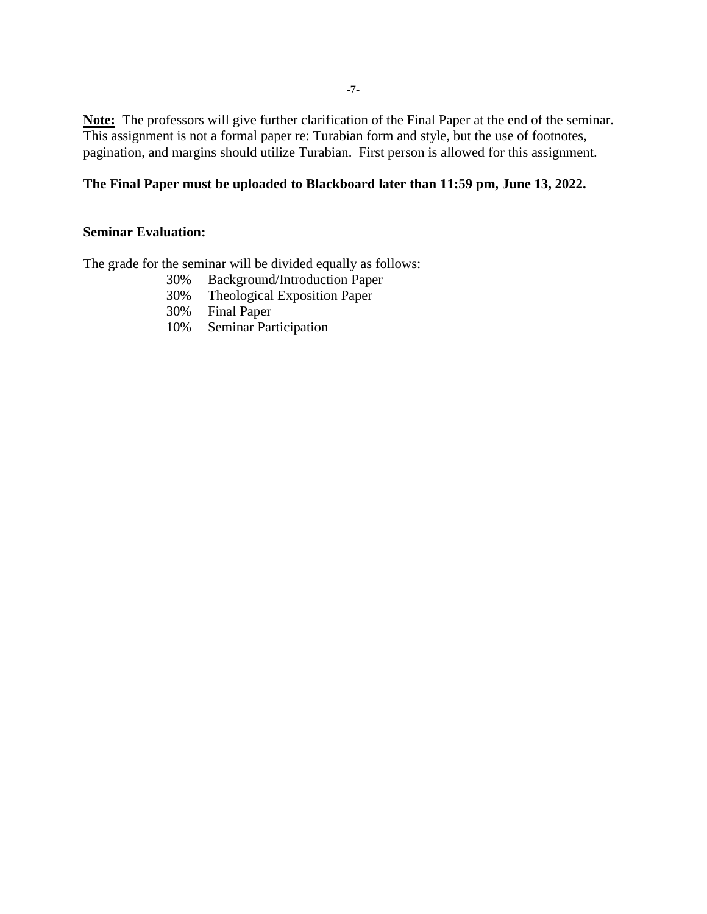**Note:** The professors will give further clarification of the Final Paper at the end of the seminar. This assignment is not a formal paper re: Turabian form and style, but the use of footnotes, pagination, and margins should utilize Turabian. First person is allowed for this assignment.

**The Final Paper must be uploaded to Blackboard later than 11:59 pm, June 13, 2022.**

**Seminar Evaluation:**

The grade for the seminar will be divided equally as follows:

- 30% Background/Introduction Paper
- 30% Theological Exposition Paper
- 30% Final Paper
- 10% Seminar Participation